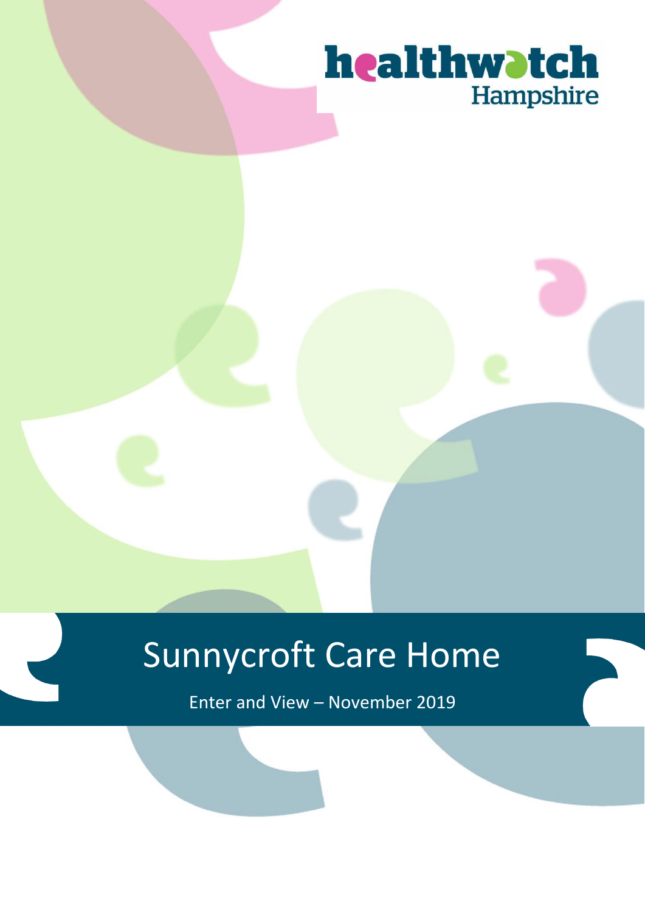healthwatch Hampshire

# Sunnycroft Care Home

Enter and View – November 2019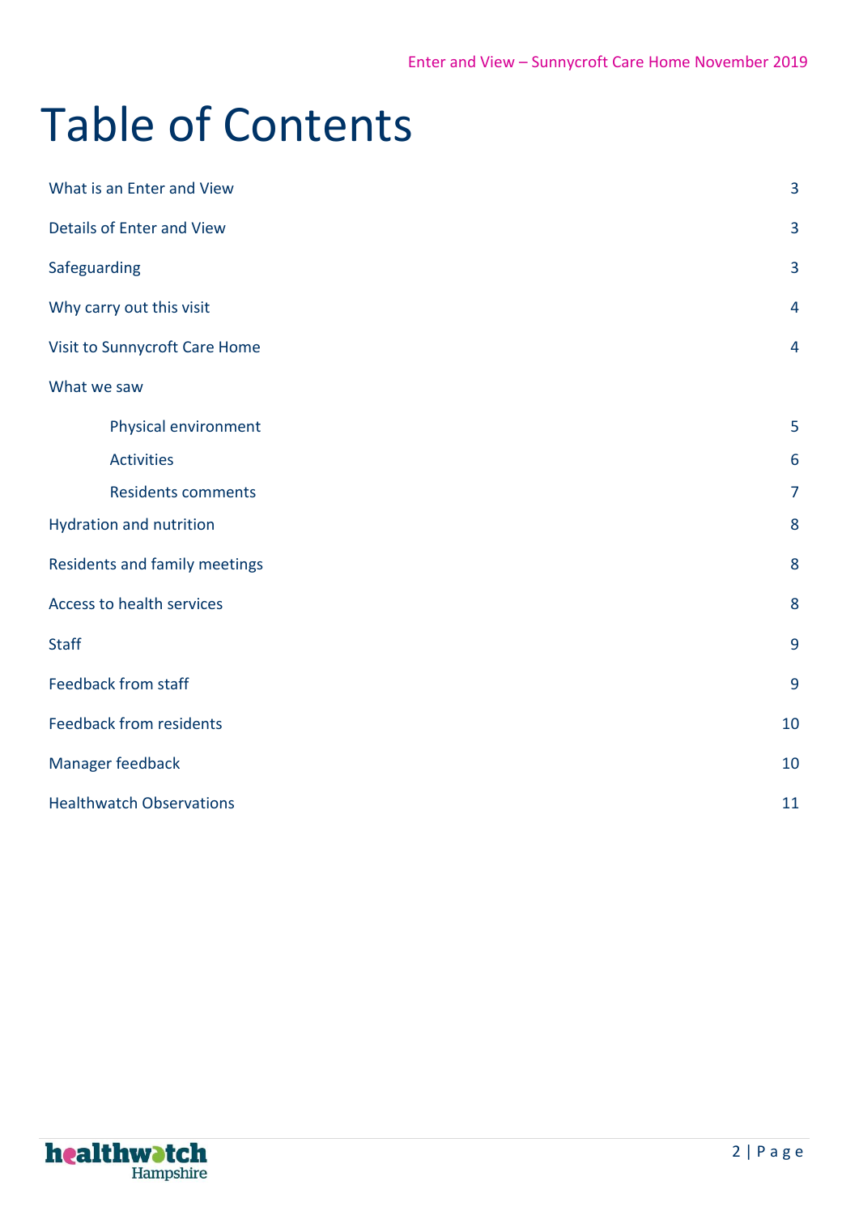# Table of Contents

| | |
|---|---|
| What is an Enter and View | 3 |
| Details of Enter and View | 3 |
| Safeguarding | 3 |
| Why carry out this visit | 4 |
| Visit to Sunnycroft Care Home | 4 |
| What we saw | |
| Physical environment | 5 |
| Activities | 6 |
| Residents comments | 7 |
| Hydration and nutrition | 8 |
| Residents and family meetings | 8 |
| Access to health services | 8 |
| Staff | 9 |
| Feedback from staff | 9 |
| Feedback from residents | 10 |
| Manager feedback | 10 |
| Healthwatch Observations | 11 |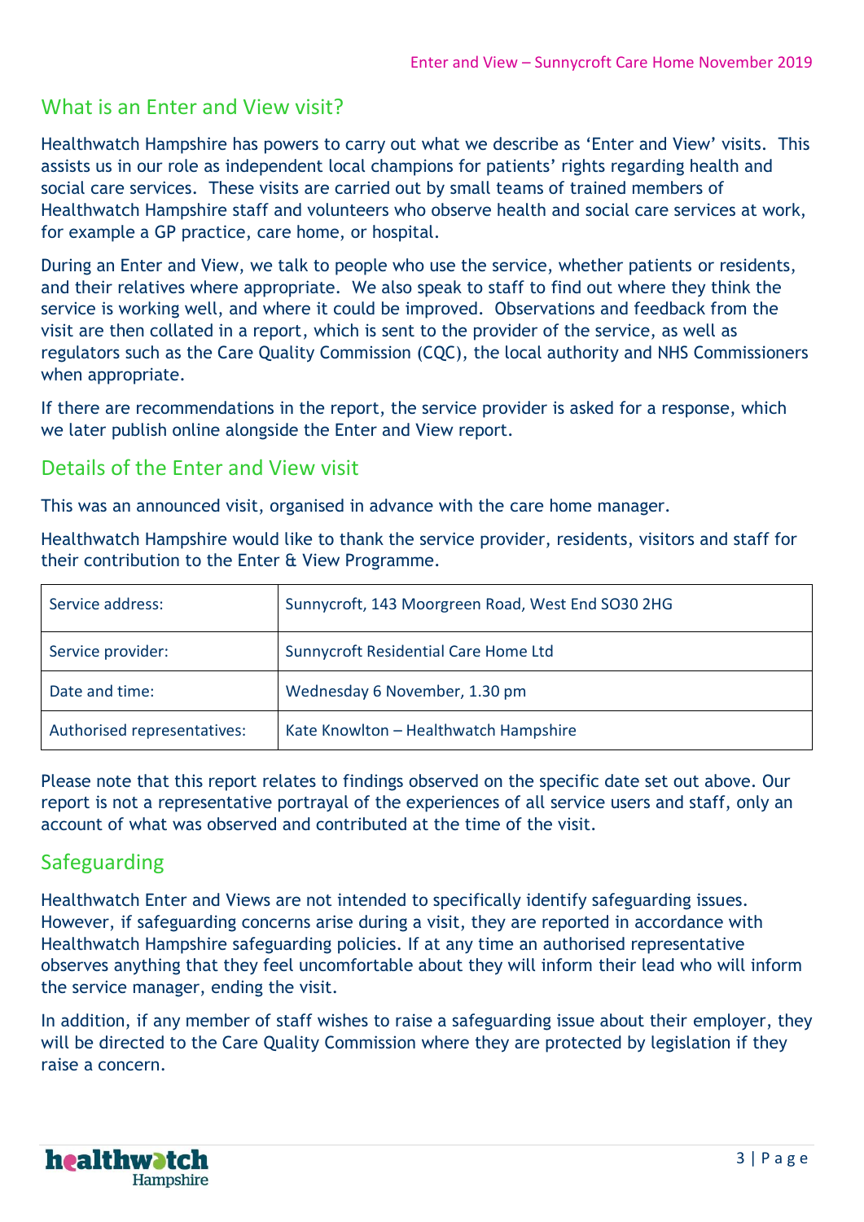## What is an Enter and View visit?

Healthwatch Hampshire has powers to carry out what we describe as 'Enter and View' visits. This assists us in our role as independent local champions for patients' rights regarding health and social care services. These visits are carried out by small teams of trained members of Healthwatch Hampshire staff and volunteers who observe health and social care services at work, for example a GP practice, care home, or hospital.

During an Enter and View, we talk to people who use the service, whether patients or residents, and their relatives where appropriate. We also speak to staff to find out where they think the service is working well, and where it could be improved. Observations and feedback from the visit are then collated in a report, which is sent to the provider of the service, as well as regulators such as the Care Quality Commission (CQC), the local authority and NHS Commissioners when appropriate.

If there are recommendations in the report, the service provider is asked for a response, which we later publish online alongside the Enter and View report.

## Details of the Enter and View visit

This was an announced visit, organised in advance with the care home manager.

Healthwatch Hampshire would like to thank the service provider, residents, visitors and staff for their contribution to the Enter & View Programme.

| | |
|---|---|
| Service address: | Sunnycroft, 143 Moorgreen Road, West End SO30 2HG |
| Service provider: | Sunnycroft Residential Care Home Ltd |
| Date and time: | Wednesday 6 November, 1.30 pm |
| Authorised representatives: | Kate Knowlton – Healthwatch Hampshire |

Please note that this report relates to findings observed on the specific date set out above. Our report is not a representative portrayal of the experiences of all service users and staff, only an account of what was observed and contributed at the time of the visit.

## Safeguarding

Healthwatch Enter and Views are not intended to specifically identify safeguarding issues. However, if safeguarding concerns arise during a visit, they are reported in accordance with Healthwatch Hampshire safeguarding policies. If at any time an authorised representative observes anything that they feel uncomfortable about they will inform their lead who will inform the service manager, ending the visit.

In addition, if any member of staff wishes to raise a safeguarding issue about their employer, they will be directed to the Care Quality Commission where they are protected by legislation if they raise a concern.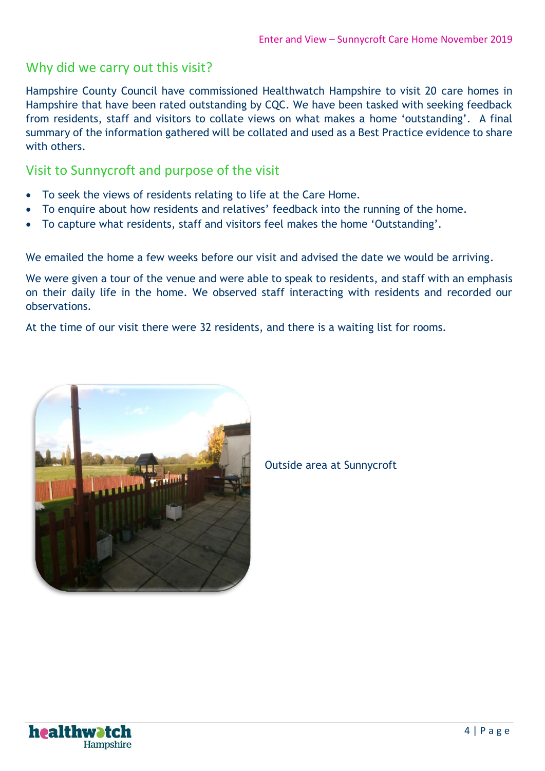## Why did we carry out this visit?

Hampshire County Council have commissioned Healthwatch Hampshire to visit 20 care homes in Hampshire that have been rated outstanding by CQC. We have been tasked with seeking feedback from residents, staff and visitors to collate views on what makes a home 'outstanding'. A final summary of the information gathered will be collated and used as a Best Practice evidence to share with others.

## Visit to Sunnycroft and purpose of the visit

- To seek the views of residents relating to life at the Care Home.
- To enquire about how residents and relatives' feedback into the running of the home.
- To capture what residents, staff and visitors feel makes the home 'Outstanding'.

We emailed the home a few weeks before our visit and advised the date we would be arriving.

We were given a tour of the venue and were able to speak to residents, and staff with an emphasis on their daily life in the home. We observed staff interacting with residents and recorded our observations.

At the time of our visit there were 32 residents, and there is a waiting list for rooms.

Outside area at Sunnycroft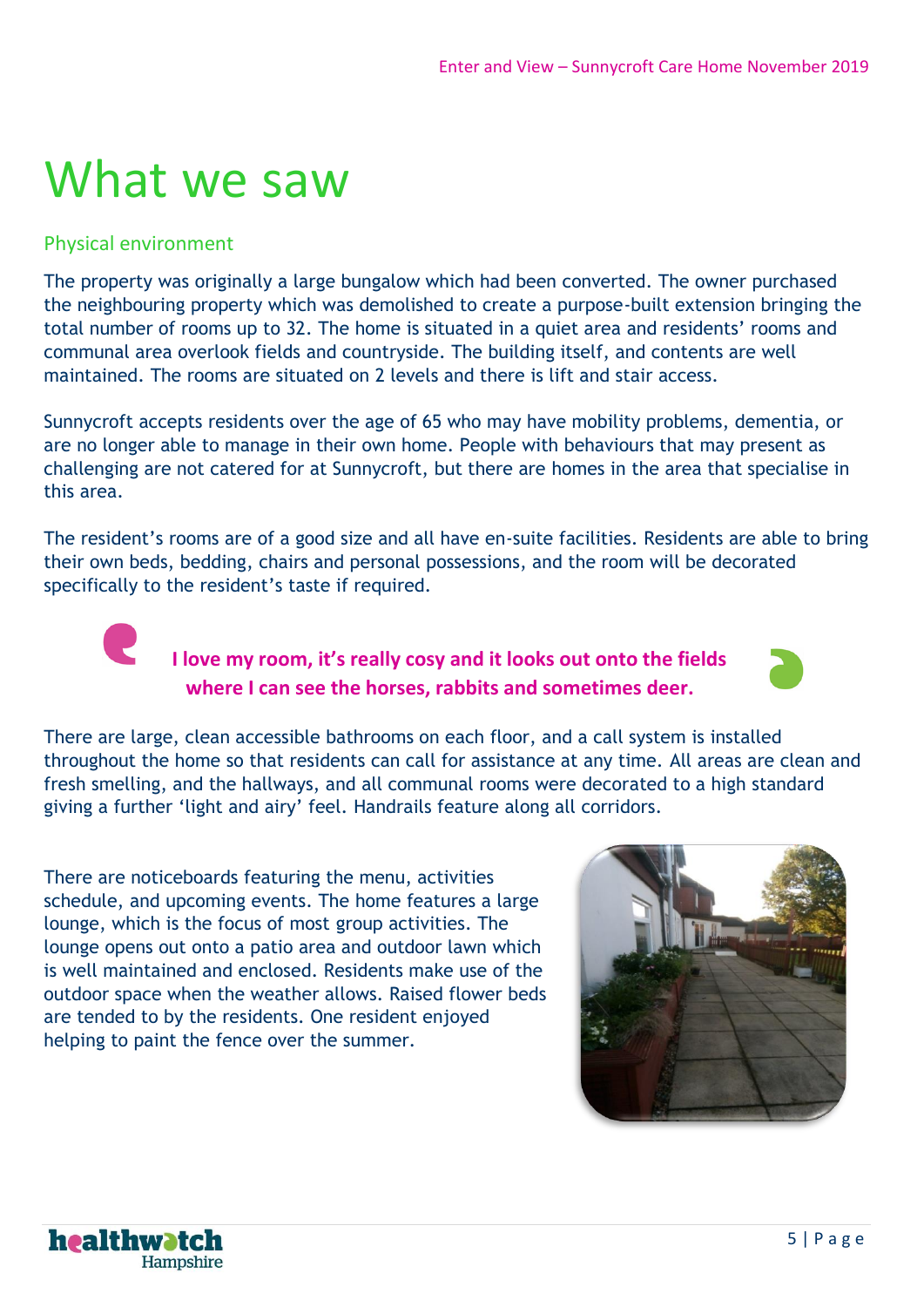# What we saw

## Physical environment

The property was originally a large bungalow which had been converted. The owner purchased the neighbouring property which was demolished to create a purpose-built extension bringing the total number of rooms up to 32. The home is situated in a quiet area and residents' rooms and communal area overlook fields and countryside. The building itself, and contents are well maintained. The rooms are situated on 2 levels and there is lift and stair access.

Sunnycroft accepts residents over the age of 65 who may have mobility problems, dementia, or are no longer able to manage in their own home. People with behaviours that may present as challenging are not catered for at Sunnycroft, but there are homes in the area that specialise in this area.

The resident's rooms are of a good size and all have en-suite facilities. Residents are able to bring their own beds, bedding, chairs and personal possessions, and the room will be decorated specifically to the resident's taste if required.

> **I love my room, it's really cosy and it looks out onto the fields where I can see the horses, rabbits and sometimes deer.**

There are large, clean accessible bathrooms on each floor, and a call system is installed throughout the home so that residents can call for assistance at any time. All areas are clean and fresh smelling, and the hallways, and all communal rooms were decorated to a high standard giving a further 'light and airy' feel. Handrails feature along all corridors.

There are noticeboards featuring the menu, activities schedule, and upcoming events. The home features a large lounge, which is the focus of most group activities. The lounge opens out onto a patio area and outdoor lawn which is well maintained and enclosed. Residents make use of the outdoor space when the weather allows. Raised flower beds are tended to by the residents. One resident enjoyed helping to paint the fence over the summer.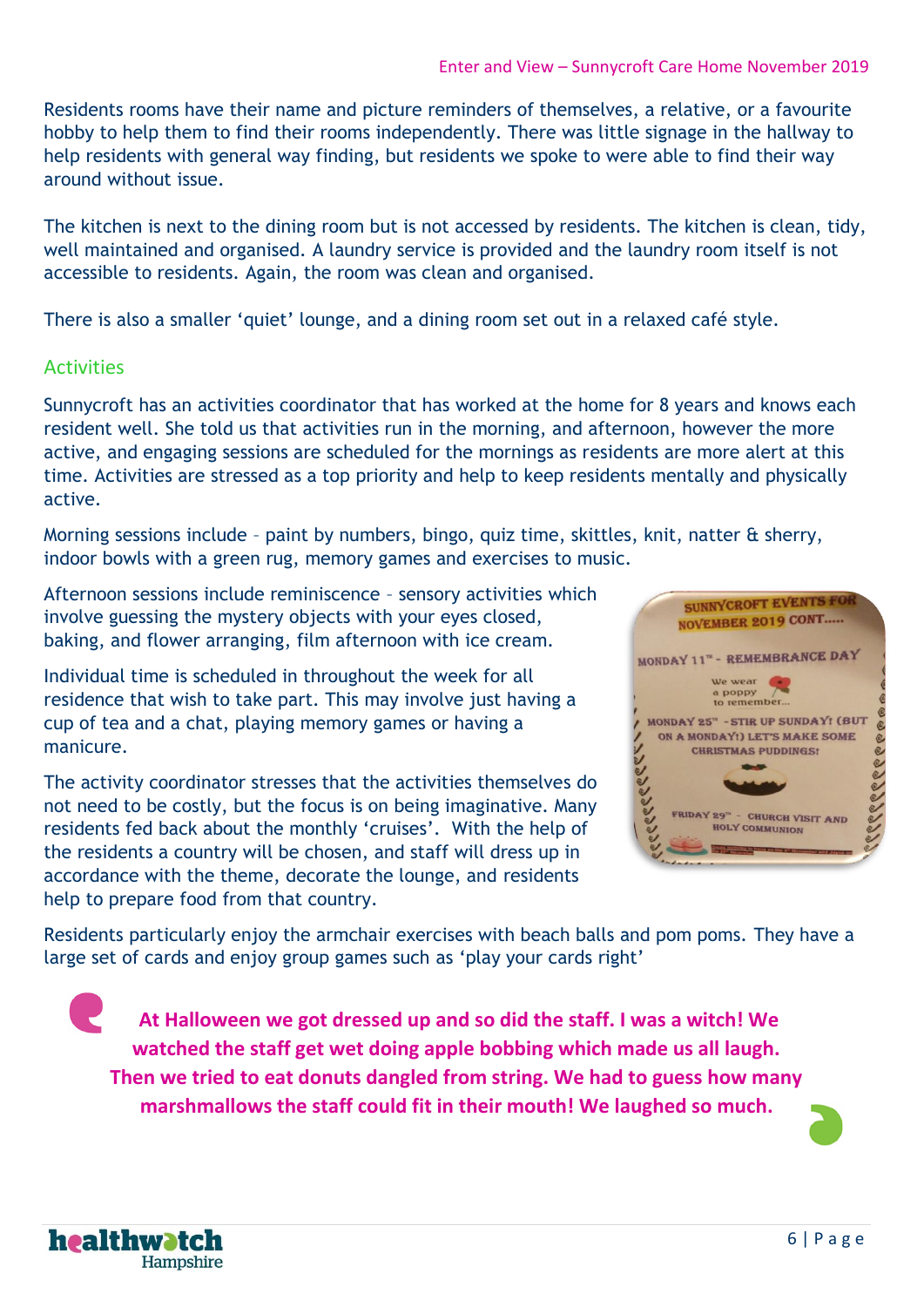Residents rooms have their name and picture reminders of themselves, a relative, or a favourite hobby to help them to find their rooms independently. There was little signage in the hallway to help residents with general way finding, but residents we spoke to were able to find their way around without issue.

The kitchen is next to the dining room but is not accessed by residents. The kitchen is clean, tidy, well maintained and organised. A laundry service is provided and the laundry room itself is not accessible to residents. Again, the room was clean and organised.

There is also a smaller 'quiet' lounge, and a dining room set out in a relaxed café style.

## Activities

Sunnycroft has an activities coordinator that has worked at the home for 8 years and knows each resident well. She told us that activities run in the morning, and afternoon, however the more active, and engaging sessions are scheduled for the mornings as residents are more alert at this time. Activities are stressed as a top priority and help to keep residents mentally and physically active.

Morning sessions include – paint by numbers, bingo, quiz time, skittles, knit, natter & sherry, indoor bowls with a green rug, memory games and exercises to music.

Afternoon sessions include reminiscence – sensory activities which involve guessing the mystery objects with your eyes closed, baking, and flower arranging, film afternoon with ice cream.

Individual time is scheduled in throughout the week for all residence that wish to take part. This may involve just having a cup of tea and a chat, playing memory games or having a manicure.

The activity coordinator stresses that the activities themselves do not need to be costly, but the focus is on being imaginative. Many residents fed back about the monthly 'cruises'. With the help of the residents a country will be chosen, and staff will dress up in accordance with the theme, decorate the lounge, and residents help to prepare food from that country.

Residents particularly enjoy the armchair exercises with beach balls and pom poms. They have a large set of cards and enjoy group games such as 'play your cards right'

> **At Halloween we got dressed up and so did the staff. I was a witch! We watched the staff get wet doing apple bobbing which made us all laugh. Then we tried to eat donuts dangled from string. We had to guess how many marshmallows the staff could fit in their mouth! We laughed so much.**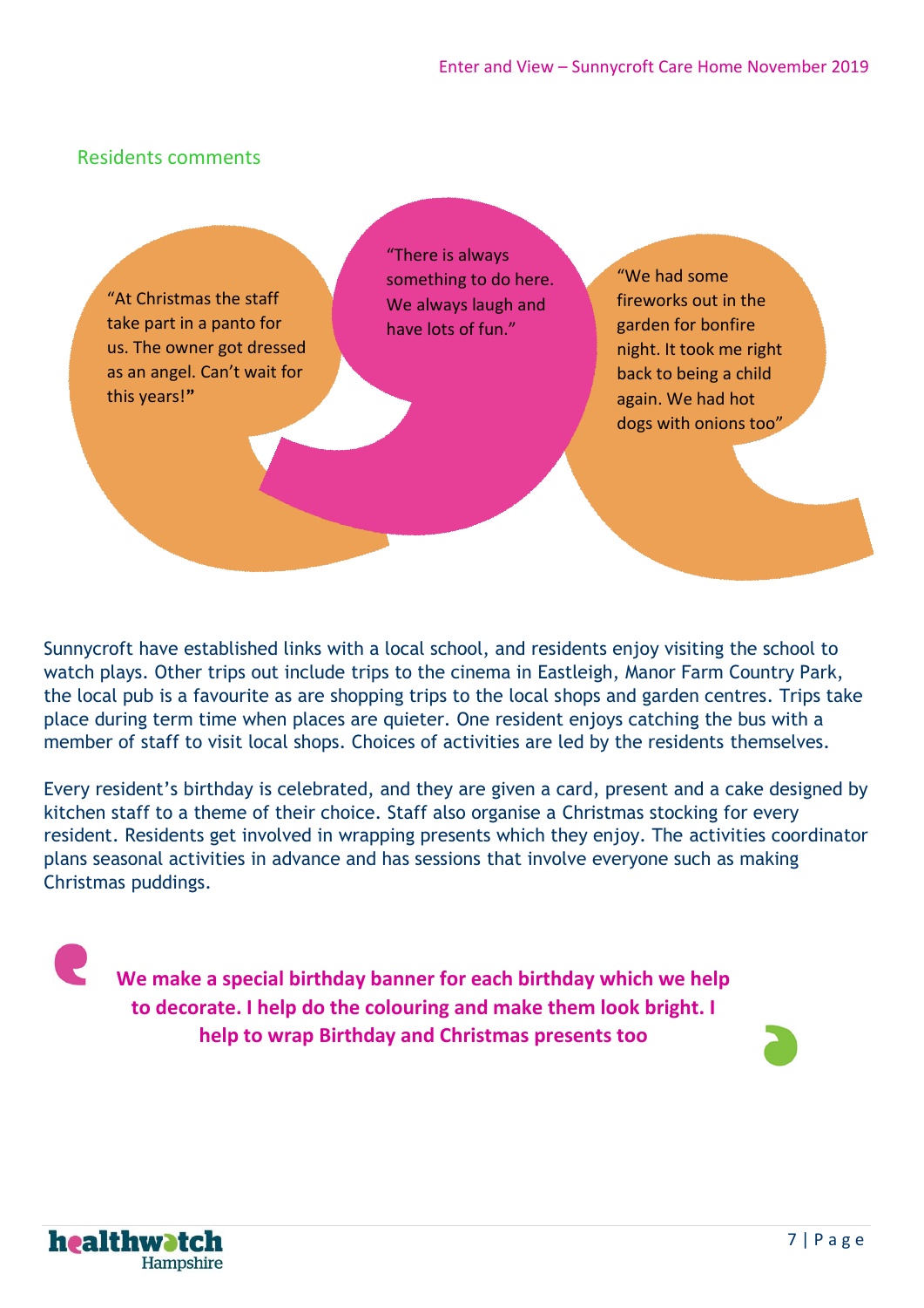## Residents comments

"At Christmas the staff take part in a panto for us. The owner got dressed as an angel. Can't wait for this years!"

"There is always something to do here. We always laugh and have lots of fun."

"We had some fireworks out in the garden for bonfire night. It took me right back to being a child again. We had hot dogs with onions too"

Sunnycroft have established links with a local school, and residents enjoy visiting the school to watch plays. Other trips out include trips to the cinema in Eastleigh, Manor Farm Country Park, the local pub is a favourite as are shopping trips to the local shops and garden centres. Trips take place during term time when places are quieter. One resident enjoys catching the bus with a member of staff to visit local shops. Choices of activities are led by the residents themselves.

Every resident's birthday is celebrated, and they are given a card, present and a cake designed by kitchen staff to a theme of their choice. Staff also organise a Christmas stocking for every resident. Residents get involved in wrapping presents which they enjoy. The activities coordinator plans seasonal activities in advance and has sessions that involve everyone such as making Christmas puddings.

**We make a special birthday banner for each birthday which we help to decorate. I help do the colouring and make them look bright. I help to wrap Birthday and Christmas presents too**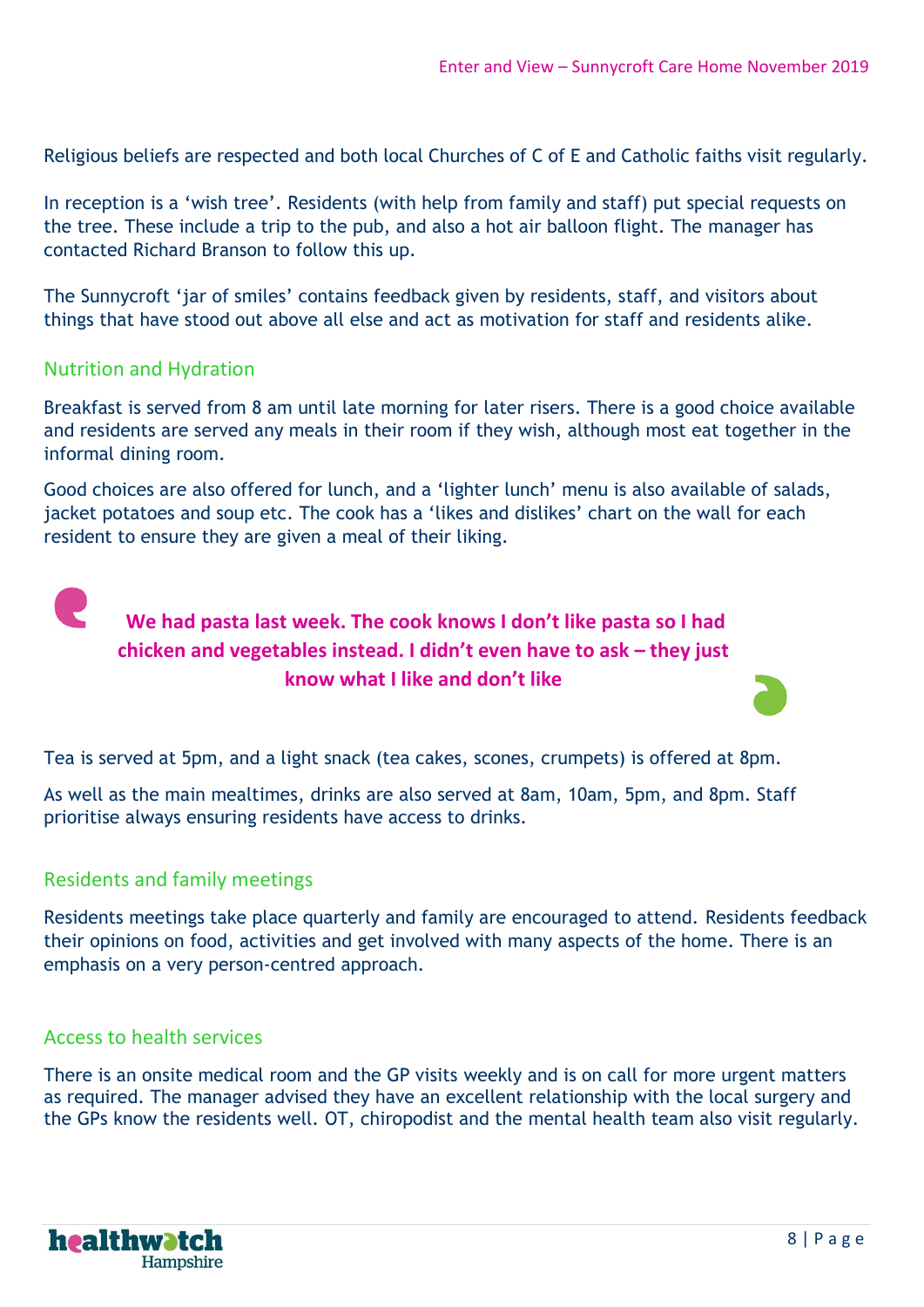Religious beliefs are respected and both local Churches of C of E and Catholic faiths visit regularly.

In reception is a 'wish tree'. Residents (with help from family and staff) put special requests on the tree. These include a trip to the pub, and also a hot air balloon flight. The manager has contacted Richard Branson to follow this up.

The Sunnycroft 'jar of smiles' contains feedback given by residents, staff, and visitors about things that have stood out above all else and act as motivation for staff and residents alike.

## Nutrition and Hydration

Breakfast is served from 8 am until late morning for later risers. There is a good choice available and residents are served any meals in their room if they wish, although most eat together in the informal dining room.

Good choices are also offered for lunch, and a 'lighter lunch' menu is also available of salads, jacket potatoes and soup etc. The cook has a 'likes and dislikes' chart on the wall for each resident to ensure they are given a meal of their liking.

> **We had pasta last week. The cook knows I don't like pasta so I had chicken and vegetables instead. I didn't even have to ask – they just know what I like and don't like**

Tea is served at 5pm, and a light snack (tea cakes, scones, crumpets) is offered at 8pm.

As well as the main mealtimes, drinks are also served at 8am, 10am, 5pm, and 8pm. Staff prioritise always ensuring residents have access to drinks.

## Residents and family meetings

Residents meetings take place quarterly and family are encouraged to attend. Residents feedback their opinions on food, activities and get involved with many aspects of the home. There is an emphasis on a very person-centred approach.

## Access to health services

There is an onsite medical room and the GP visits weekly and is on call for more urgent matters as required. The manager advised they have an excellent relationship with the local surgery and the GPs know the residents well. OT, chiropodist and the mental health team also visit regularly.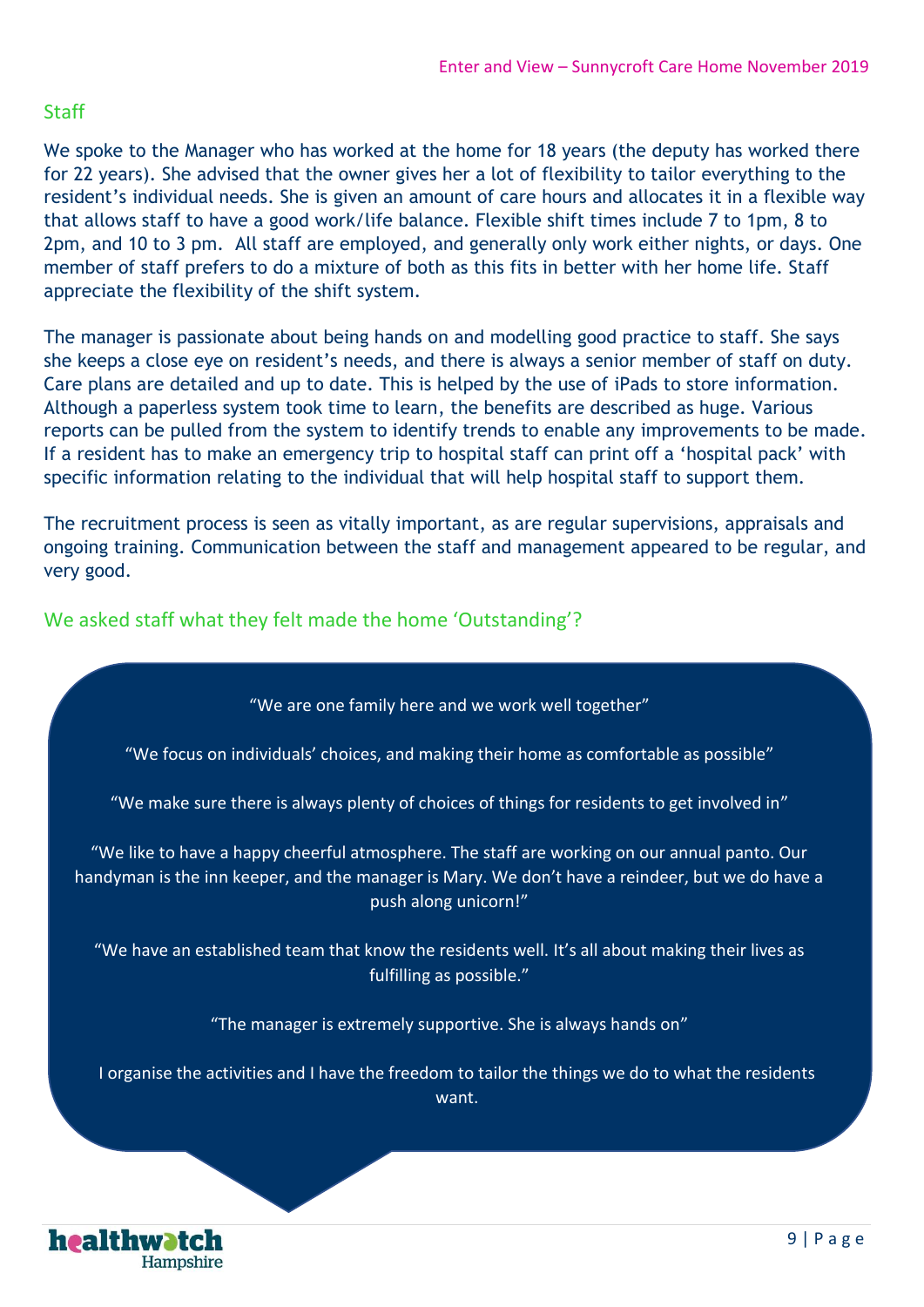## Staff

We spoke to the Manager who has worked at the home for 18 years (the deputy has worked there for 22 years). She advised that the owner gives her a lot of flexibility to tailor everything to the resident's individual needs. She is given an amount of care hours and allocates it in a flexible way that allows staff to have a good work/life balance. Flexible shift times include 7 to 1pm, 8 to 2pm, and 10 to 3 pm. All staff are employed, and generally only work either nights, or days. One member of staff prefers to do a mixture of both as this fits in better with her home life. Staff appreciate the flexibility of the shift system.

The manager is passionate about being hands on and modelling good practice to staff. She says she keeps a close eye on resident's needs, and there is always a senior member of staff on duty. Care plans are detailed and up to date. This is helped by the use of iPads to store information. Although a paperless system took time to learn, the benefits are described as huge. Various reports can be pulled from the system to identify trends to enable any improvements to be made. If a resident has to make an emergency trip to hospital staff can print off a 'hospital pack' with specific information relating to the individual that will help hospital staff to support them.

The recruitment process is seen as vitally important, as are regular supervisions, appraisals and ongoing training. Communication between the staff and management appeared to be regular, and very good.

### We asked staff what they felt made the home 'Outstanding'?

"We are one family here and we work well together"

"We focus on individuals' choices, and making their home as comfortable as possible"

"We make sure there is always plenty of choices of things for residents to get involved in"

"We like to have a happy cheerful atmosphere. The staff are working on our annual panto. Our handyman is the inn keeper, and the manager is Mary. We don't have a reindeer, but we do have a push along unicorn!"

"We have an established team that know the residents well. It's all about making their lives as fulfilling as possible."

"The manager is extremely supportive. She is always hands on"

I organise the activities and I have the freedom to tailor the things we do to what the residents want.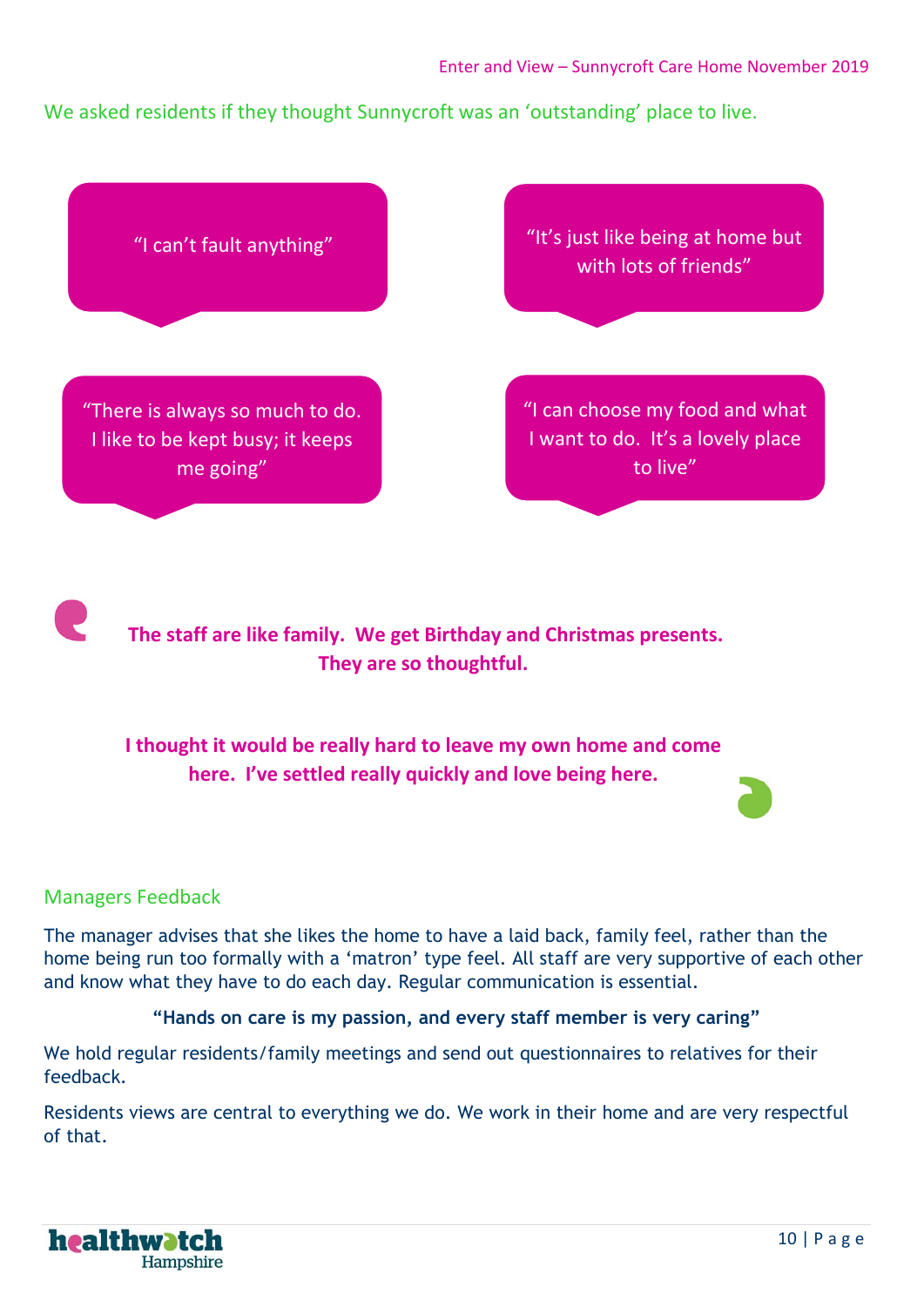We asked residents if they thought Sunnycroft was an 'outstanding' place to live.

"I can't fault anything"

"It's just like being at home but with lots of friends"

"There is always so much to do. I like to be kept busy; it keeps me going"

"I can choose my food and what I want to do. It's a lovely place to live"

**The staff are like family. We get Birthday and Christmas presents. They are so thoughtful.**

**I thought it would be really hard to leave my own home and come here. I've settled really quickly and love being here.**

## Managers Feedback

The manager advises that she likes the home to have a laid back, family feel, rather than the home being run too formally with a 'matron' type feel. All staff are very supportive of each other and know what they have to do each day. Regular communication is essential.

**"Hands on care is my passion, and every staff member is very caring"**

We hold regular residents/family meetings and send out questionnaires to relatives for their feedback.

Residents views are central to everything we do. We work in their home and are very respectful of that.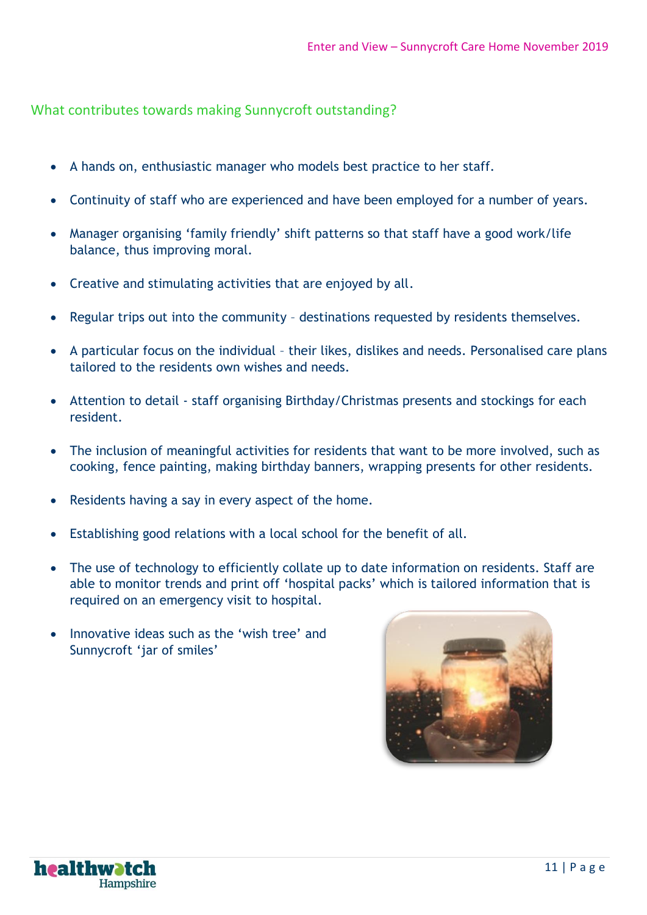## What contributes towards making Sunnycroft outstanding?

- A hands on, enthusiastic manager who models best practice to her staff.
- Continuity of staff who are experienced and have been employed for a number of years.
- Manager organising 'family friendly' shift patterns so that staff have a good work/life balance, thus improving moral.
- Creative and stimulating activities that are enjoyed by all.
- Regular trips out into the community – destinations requested by residents themselves.
- A particular focus on the individual – their likes, dislikes and needs. Personalised care plans tailored to the residents own wishes and needs.
- Attention to detail - staff organising Birthday/Christmas presents and stockings for each resident.
- The inclusion of meaningful activities for residents that want to be more involved, such as cooking, fence painting, making birthday banners, wrapping presents for other residents.
- Residents having a say in every aspect of the home.
- Establishing good relations with a local school for the benefit of all.
- The use of technology to efficiently collate up to date information on residents. Staff are able to monitor trends and print off 'hospital packs' which is tailored information that is required on an emergency visit to hospital.
- Innovative ideas such as the 'wish tree' and Sunnycroft 'jar of smiles'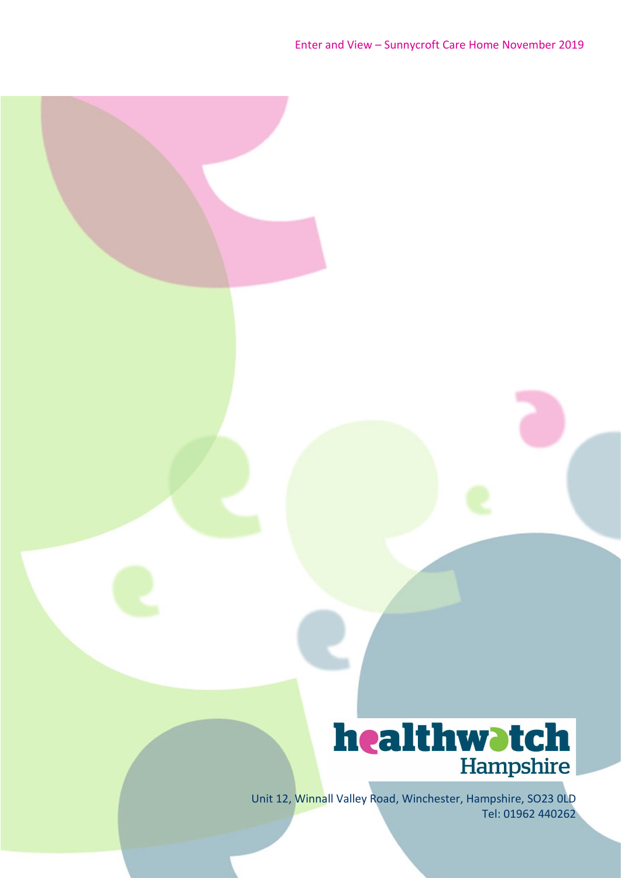healthwatch Hampshire

Unit 12, Winnall Valley Road, Winchester, Hampshire, SO23 0LD
Tel: 01962 440262